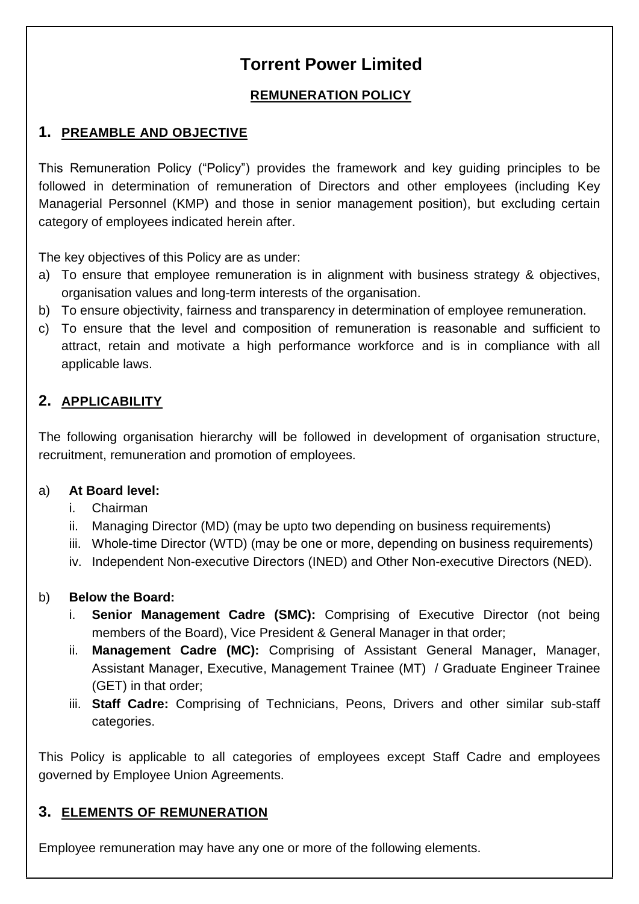# Torrent Power Limited

## REMUNERATION POLICY

## 1. PREAMBLE AND OBJECTIVE

This Remuneration Policy ("Policy") provides the framework and key guiding principles to be followed in determination of remuneration of Directors and other employees (including Key Managerial Personnel (KMP) and those in senior management position), but excluding certain category of employees indicated herein after.

The key objectives of this Policy are as under:

a) To ensure that employee remuneration is in alignment with business strategy & objectives, organisation values and long-term interests of the organisation.
b) To ensure objectivity, fairness and transparency in determination of employee remuneration.
c) To ensure that the level and composition of remuneration is reasonable and sufficient to attract, retain and motivate a high performance workforce and is in compliance with all applicable laws.

## 2. APPLICABILITY

The following organisation hierarchy will be followed in development of organisation structure, recruitment, remuneration and promotion of employees.

a) **At Board level:**
   i. Chairman
   ii. Managing Director (MD) (may be upto two depending on business requirements)
   iii. Whole-time Director (WTD) (may be one or more, depending on business requirements)
   iv. Independent Non-executive Directors (INED) and Other Non-executive Directors (NED).

b) **Below the Board:**
   i. **Senior Management Cadre (SMC):** Comprising of Executive Director (not being members of the Board), Vice President & General Manager in that order;
   ii. **Management Cadre (MC):** Comprising of Assistant General Manager, Manager, Assistant Manager, Executive, Management Trainee (MT) / Graduate Engineer Trainee (GET) in that order;
   iii. **Staff Cadre:** Comprising of Technicians, Peons, Drivers and other similar sub-staff categories.

This Policy is applicable to all categories of employees except Staff Cadre and employees governed by Employee Union Agreements.

## 3. ELEMENTS OF REMUNERATION

Employee remuneration may have any one or more of the following elements.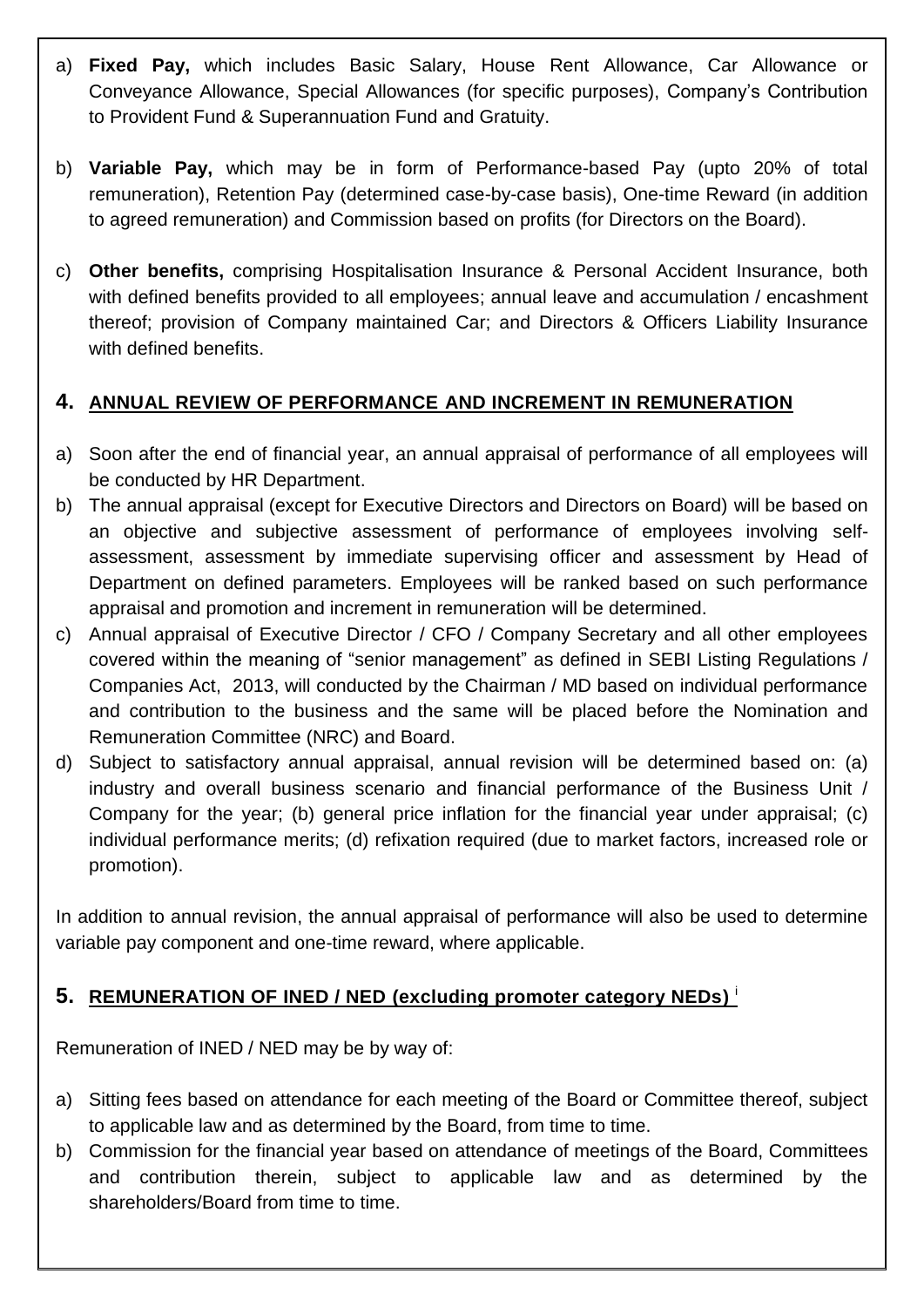a) **Fixed Pay,** which includes Basic Salary, House Rent Allowance, Car Allowance or Conveyance Allowance, Special Allowances (for specific purposes), Company's Contribution to Provident Fund & Superannuation Fund and Gratuity.

b) **Variable Pay,** which may be in form of Performance-based Pay (upto 20% of total remuneration), Retention Pay (determined case-by-case basis), One-time Reward (in addition to agreed remuneration) and Commission based on profits (for Directors on the Board).

c) **Other benefits,** comprising Hospitalisation Insurance & Personal Accident Insurance, both with defined benefits provided to all employees; annual leave and accumulation / encashment thereof; provision of Company maintained Car; and Directors & Officers Liability Insurance with defined benefits.

## 4. ANNUAL REVIEW OF PERFORMANCE AND INCREMENT IN REMUNERATION

a) Soon after the end of financial year, an annual appraisal of performance of all employees will be conducted by HR Department.

b) The annual appraisal (except for Executive Directors and Directors on Board) will be based on an objective and subjective assessment of performance of employees involving self-assessment, assessment by immediate supervising officer and assessment by Head of Department on defined parameters. Employees will be ranked based on such performance appraisal and promotion and increment in remuneration will be determined.

c) Annual appraisal of Executive Director / CFO / Company Secretary and all other employees covered within the meaning of "senior management" as defined in SEBI Listing Regulations / Companies Act, 2013, will conducted by the Chairman / MD based on individual performance and contribution to the business and the same will be placed before the Nomination and Remuneration Committee (NRC) and Board.

d) Subject to satisfactory annual appraisal, annual revision will be determined based on: (a) industry and overall business scenario and financial performance of the Business Unit / Company for the year; (b) general price inflation for the financial year under appraisal; (c) individual performance merits; (d) refixation required (due to market factors, increased role or promotion).

In addition to annual revision, the annual appraisal of performance will also be used to determine variable pay component and one-time reward, where applicable.

## 5. REMUNERATION OF INED / NED (excluding promoter category NEDs) [i]

Remuneration of INED / NED may be by way of:

a) Sitting fees based on attendance for each meeting of the Board or Committee thereof, subject to applicable law and as determined by the Board, from time to time.

b) Commission for the financial year based on attendance of meetings of the Board, Committees and contribution therein, subject to applicable law and as determined by the shareholders/Board from time to time.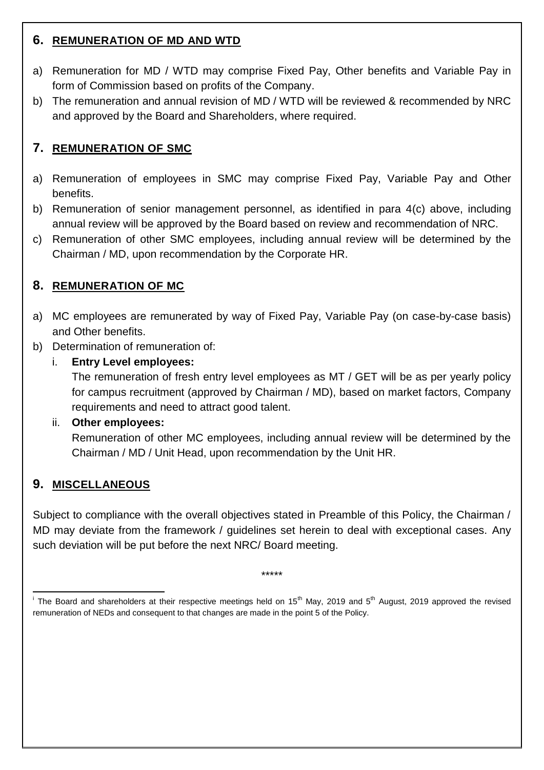## 6. REMUNERATION OF MD AND WTD

a) Remuneration for MD / WTD may comprise Fixed Pay, Other benefits and Variable Pay in form of Commission based on profits of the Company.
b) The remuneration and annual revision of MD / WTD will be reviewed & recommended by NRC and approved by the Board and Shareholders, where required.

## 7. REMUNERATION OF SMC

a) Remuneration of employees in SMC may comprise Fixed Pay, Variable Pay and Other benefits.
b) Remuneration of senior management personnel, as identified in para 4(c) above, including annual review will be approved by the Board based on review and recommendation of NRC.
c) Remuneration of other SMC employees, including annual review will be determined by the Chairman / MD, upon recommendation by the Corporate HR.

## 8. REMUNERATION OF MC

a) MC employees are remunerated by way of Fixed Pay, Variable Pay (on case-by-case basis) and Other benefits.
b) Determination of remuneration of:
   i. **Entry Level employees:**
      The remuneration of fresh entry level employees as MT / GET will be as per yearly policy for campus recruitment (approved by Chairman / MD), based on market factors, Company requirements and need to attract good talent.
   ii. **Other employees:**
      Remuneration of other MC employees, including annual review will be determined by the Chairman / MD / Unit Head, upon recommendation by the Unit HR.

## 9. MISCELLANEOUS

Subject to compliance with the overall objectives stated in Preamble of this Policy, the Chairman / MD may deviate from the framework / guidelines set herein to deal with exceptional cases. Any such deviation will be put before the next NRC/ Board meeting.

*****

[i] The Board and shareholders at their respective meetings held on 15th May, 2019 and 5th August, 2019 approved the revised remuneration of NEDs and consequent to that changes are made in the point 5 of the Policy.